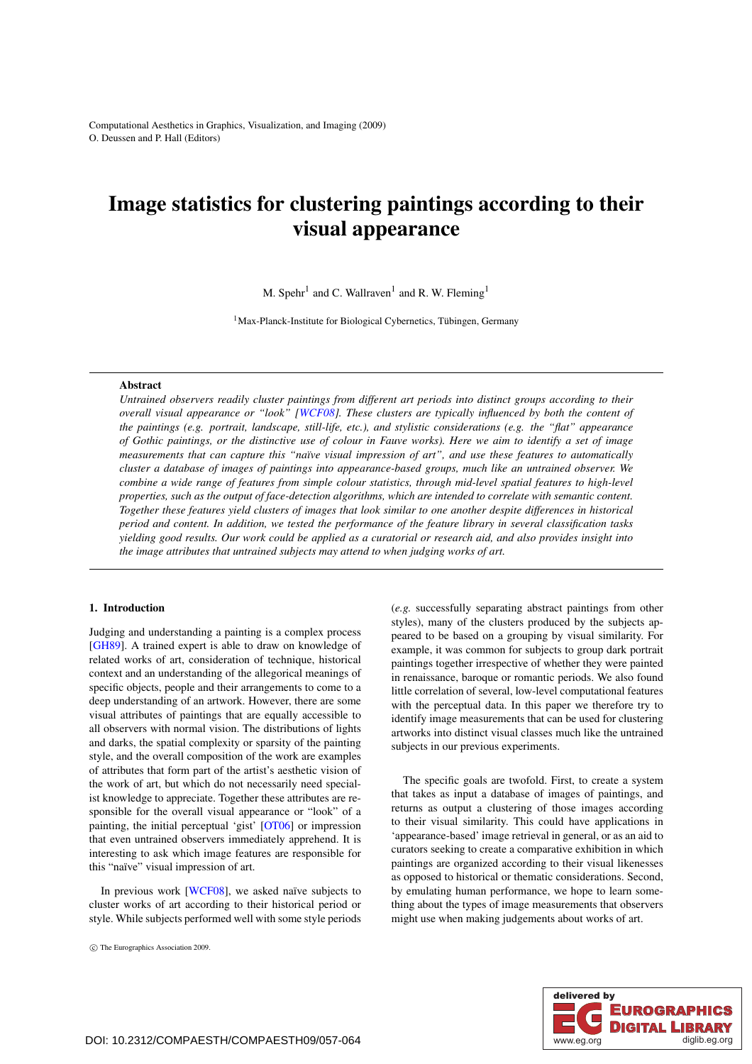Computational Aesthetics in Graphics, Visualization, and Imaging (2009)
O. Deussen and P. Hall (Editors)

# Image statistics for clustering paintings according to their visual appearance

M. Spehr[1] and C. Wallraven[1] and R. W. Fleming[1]

[1]Max-Planck-Institute for Biological Cybernetics, Tübingen, Germany

## Abstract

*Untrained observers readily cluster paintings from different art periods into distinct groups according to their overall visual appearance or "look" [WCF08]. These clusters are typically influenced by both the content of the paintings (e.g. portrait, landscape, still-life, etc.), and stylistic considerations (e.g. the "flat" appearance of Gothic paintings, or the distinctive use of colour in Fauve works). Here we aim to identify a set of image measurements that can capture this "naïve visual impression of art", and use these features to automatically cluster a database of images of paintings into appearance-based groups, much like an untrained observer. We combine a wide range of features from simple colour statistics, through mid-level spatial features to high-level properties, such as the output of face-detection algorithms, which are intended to correlate with semantic content. Together these features yield clusters of images that look similar to one another despite differences in historical period and content. In addition, we tested the performance of the feature library in several classification tasks yielding good results. Our work could be applied as a curatorial or research aid, and also provides insight into the image attributes that untrained subjects may attend to when judging works of art.*

## 1. Introduction

Judging and understanding a painting is a complex process [GH89]. A trained expert is able to draw on knowledge of related works of art, consideration of technique, historical context and an understanding of the allegorical meanings of specific objects, people and their arrangements to come to a deep understanding of an artwork. However, there are some visual attributes of paintings that are equally accessible to all observers with normal vision. The distributions of lights and darks, the spatial complexity or sparsity of the painting style, and the overall composition of the work are examples of attributes that form part of the artist's aesthetic vision of the work of art, but which do not necessarily need specialist knowledge to appreciate. Together these attributes are responsible for the overall visual appearance or "look" of a painting, the initial perceptual 'gist' [OT06] or impression that even untrained observers immediately apprehend. It is interesting to ask which image features are responsible for this "naïve" visual impression of art.

In previous work [WCF08], we asked naïve subjects to cluster works of art according to their historical period or style. While subjects performed well with some style periods (*e.g.* successfully separating abstract paintings from other styles), many of the clusters produced by the subjects appeared to be based on a grouping by visual similarity. For example, it was common for subjects to group dark portrait paintings together irrespective of whether they were painted in renaissance, baroque or romantic periods. We also found little correlation of several, low-level computational features with the perceptual data. In this paper we therefore try to identify image measurements that can be used for clustering artworks into distinct visual classes much like the untrained subjects in our previous experiments.

The specific goals are twofold. First, to create a system that takes as input a database of images of paintings, and returns as output a clustering of those images according to their visual similarity. This could have applications in 'appearance-based' image retrieval in general, or as an aid to curators seeking to create a comparative exhibition in which paintings are organized according to their visual likenesses as opposed to historical or thematic considerations. Second, by emulating human performance, we hope to learn something about the types of image measurements that observers might use when making judgements about works of art.

© The Eurographics Association 2009.

DOI: 10.2312/COMPAESTH/COMPAESTH09/057-064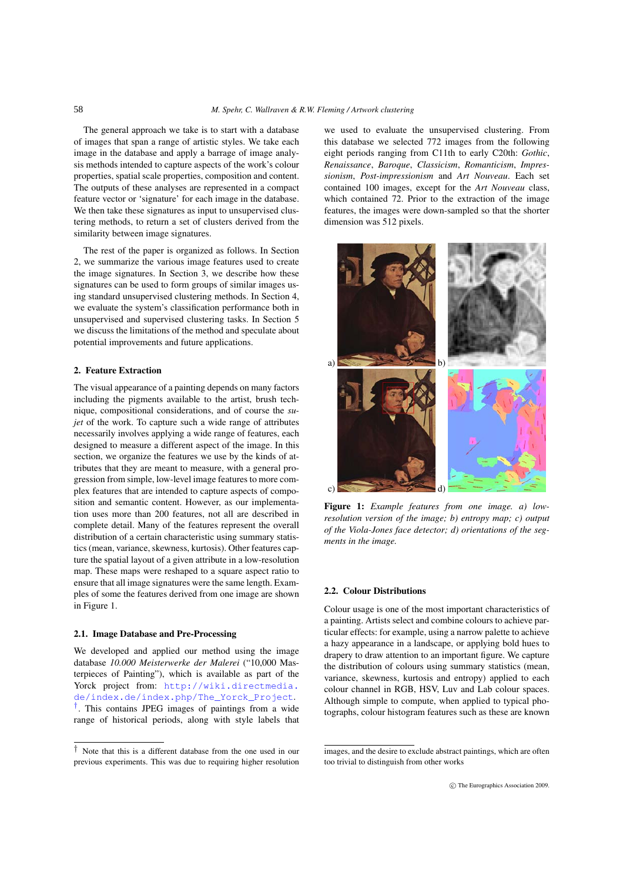The general approach we take is to start with a database of images that span a range of artistic styles. We take each image in the database and apply a barrage of image analysis methods intended to capture aspects of the work's colour properties, spatial scale properties, composition and content. The outputs of these analyses are represented in a compact feature vector or 'signature' for each image in the database. We then take these signatures as input to unsupervised clustering methods, to return a set of clusters derived from the similarity between image signatures.

The rest of the paper is organized as follows. In Section 2, we summarize the various image features used to create the image signatures. In Section 3, we describe how these signatures can be used to form groups of similar images using standard unsupervised clustering methods. In Section 4, we evaluate the system's classification performance both in unsupervised and supervised clustering tasks. In Section 5 we discuss the limitations of the method and speculate about potential improvements and future applications.

## 2. Feature Extraction

The visual appearance of a painting depends on many factors including the pigments available to the artist, brush technique, compositional considerations, and of course the *sujet* of the work. To capture such a wide range of attributes necessarily involves applying a wide range of features, each designed to measure a different aspect of the image. In this section, we organize the features we use by the kinds of attributes that they are meant to measure, with a general progression from simple, low-level image features to more complex features that are intended to capture aspects of composition and semantic content. However, as our implementation uses more than 200 features, not all are described in complete detail. Many of the features represent the overall distribution of a certain characteristic using summary statistics (mean, variance, skewness, kurtosis). Other features capture the spatial layout of a given attribute in a low-resolution map. These maps were reshaped to a square aspect ratio to ensure that all image signatures were the same length. Examples of some the features derived from one image are shown in Figure 1.

### 2.1. Image Database and Pre-Processing

We developed and applied our method using the image database *10.000 Meisterwerke der Malerei* ("10,000 Masterpieces of Painting"), which is available as part of the Yorck project from: http://wiki.directmedia.de/index.de/index.php/The_Yorck_Project.[†]. This contains JPEG images of paintings from a wide range of historical periods, along with style labels that we used to evaluate the unsupervised clustering. From this database we selected 772 images from the following eight periods ranging from C11th to early C20th: *Gothic*, *Renaissance*, *Baroque*, *Classicism*, *Romanticism*, *Impressionism*, *Post-impressionism* and *Art Nouveau*. Each set contained 100 images, except for the *Art Nouveau* class, which contained 72. Prior to the extraction of the image features, the images were down-sampled so that the shorter dimension was 512 pixels.

a) b) c) d)

**Figure 1:** *Example features from one image. a) low-resolution version of the image; b) entropy map; c) output of the Viola-Jones face detector; d) orientations of the segments in the image.*

### 2.2. Colour Distributions

Colour usage is one of the most important characteristics of a painting. Artists select and combine colours to achieve particular effects: for example, using a narrow palette to achieve a hazy appearance in a landscape, or applying bold hues to drapery to draw attention to an important figure. We capture the distribution of colours using summary statistics (mean, variance, skewness, kurtosis and entropy) applied to each colour channel in RGB, HSV, Luv and Lab colour spaces. Although simple to compute, when applied to typical photographs, colour histogram features such as these are known

[†] Note that this is a different database from the one used in our previous experiments. This was due to requiring higher resolution images, and the desire to exclude abstract paintings, which are often too trivial to distinguish from other works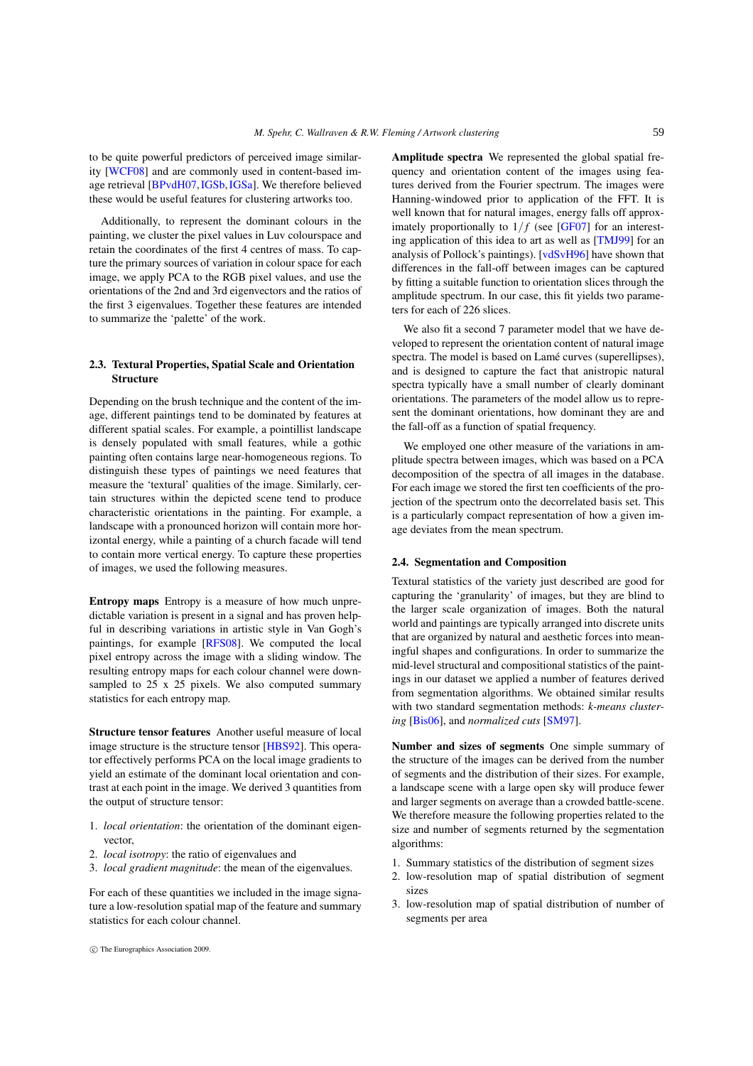to be quite powerful predictors of perceived image similarity [WCF08] and are commonly used in content-based image retrieval [BPvdH07, IGSb, IGSa]. We therefore believed these would be useful features for clustering artworks too.

Additionally, to represent the dominant colours in the painting, we cluster the pixel values in Luv colourspace and retain the coordinates of the first 4 centres of mass. To capture the primary sources of variation in colour space for each image, we apply PCA to the RGB pixel values, and use the orientations of the 2nd and 3rd eigenvectors and the ratios of the first 3 eigenvalues. Together these features are intended to summarize the 'palette' of the work.

### 2.3. Textural Properties, Spatial Scale and Orientation Structure

Depending on the brush technique and the content of the image, different paintings tend to be dominated by features at different spatial scales. For example, a pointillist landscape is densely populated with small features, while a gothic painting often contains large near-homogeneous regions. To distinguish these types of paintings we need features that measure the 'textural' qualities of the image. Similarly, certain structures within the depicted scene tend to produce characteristic orientations in the painting. For example, a landscape with a pronounced horizon will contain more horizontal energy, while a painting of a church facade will tend to contain more vertical energy. To capture these properties of images, we used the following measures.

**Entropy maps** Entropy is a measure of how much unpredictable variation is present in a signal and has proven helpful in describing variations in artistic style in Van Gogh's paintings, for example [RFS08]. We computed the local pixel entropy across the image with a sliding window. The resulting entropy maps for each colour channel were downsampled to 25 x 25 pixels. We also computed summary statistics for each entropy map.

**Structure tensor features** Another useful measure of local image structure is the structure tensor [HBS92]. This operator effectively performs PCA on the local image gradients to yield an estimate of the dominant local orientation and contrast at each point in the image. We derived 3 quantities from the output of structure tensor:

1. *local orientation*: the orientation of the dominant eigenvector,
2. *local isotropy*: the ratio of eigenvalues and
3. *local gradient magnitude*: the mean of the eigenvalues.

For each of these quantities we included in the image signature a low-resolution spatial map of the feature and summary statistics for each colour channel.

**Amplitude spectra** We represented the global spatial frequency and orientation content of the images using features derived from the Fourier spectrum. The images were Hanning-windowed prior to application of the FFT. It is well known that for natural images, energy falls off approximately proportionally to $1/f$ (see [GF07] for an interesting application of this idea to art as well as [TMJ99] for an analysis of Pollock's paintings). [vdSvH96] have shown that differences in the fall-off between images can be captured by fitting a suitable function to orientation slices through the amplitude spectrum. In our case, this fit yields two parameters for each of 226 slices.

We also fit a second 7 parameter model that we have developed to represent the orientation content of natural image spectra. The model is based on Lamé curves (superellipses), and is designed to capture the fact that anistropic natural spectra typically have a small number of clearly dominant orientations. The parameters of the model allow us to represent the dominant orientations, how dominant they are and the fall-off as a function of spatial frequency.

We employed one other measure of the variations in amplitude spectra between images, which was based on a PCA decomposition of the spectra of all images in the database. For each image we stored the first ten coefficients of the projection of the spectrum onto the decorrelated basis set. This is a particularly compact representation of how a given image deviates from the mean spectrum.

### 2.4. Segmentation and Composition

Textural statistics of the variety just described are good for capturing the 'granularity' of images, but they are blind to the larger scale organization of images. Both the natural world and paintings are typically arranged into discrete units that are organized by natural and aesthetic forces into meaningful shapes and configurations. In order to summarize the mid-level structural and compositional statistics of the paintings in our dataset we applied a number of features derived from segmentation algorithms. We obtained similar results with two standard segmentation methods: *k-means clustering* [Bis06], and *normalized cuts* [SM97].

**Number and sizes of segments** One simple summary of the structure of the images can be derived from the number of segments and the distribution of their sizes. For example, a landscape scene with a large open sky will produce fewer and larger segments on average than a crowded battle-scene. We therefore measure the following properties related to the size and number of segments returned by the segmentation algorithms:

1. Summary statistics of the distribution of segment sizes
2. low-resolution map of spatial distribution of segment sizes
3. low-resolution map of spatial distribution of number of segments per area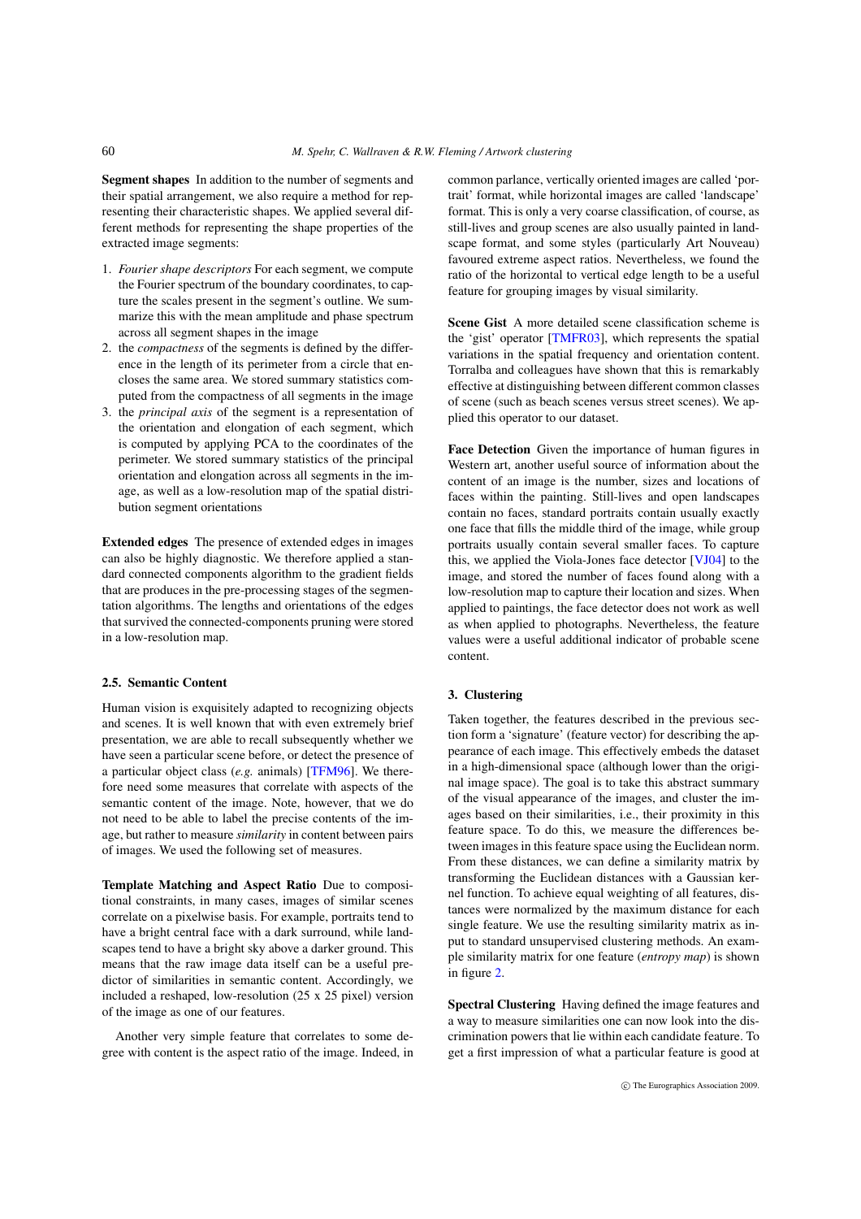**Segment shapes** In addition to the number of segments and their spatial arrangement, we also require a method for representing their characteristic shapes. We applied several different methods for representing the shape properties of the extracted image segments:

1. *Fourier shape descriptors* For each segment, we compute the Fourier spectrum of the boundary coordinates, to capture the scales present in the segment's outline. We summarize this with the mean amplitude and phase spectrum across all segment shapes in the image
2. the *compactness* of the segments is defined by the difference in the length of its perimeter from a circle that encloses the same area. We stored summary statistics computed from the compactness of all segments in the image
3. the *principal axis* of the segment is a representation of the orientation and elongation of each segment, which is computed by applying PCA to the coordinates of the perimeter. We stored summary statistics of the principal orientation and elongation across all segments in the image, as well as a low-resolution map of the spatial distribution segment orientations

**Extended edges** The presence of extended edges in images can also be highly diagnostic. We therefore applied a standard connected components algorithm to the gradient fields that are produces in the pre-processing stages of the segmentation algorithms. The lengths and orientations of the edges that survived the connected-components pruning were stored in a low-resolution map.

### 2.5. Semantic Content

Human vision is exquisitely adapted to recognizing objects and scenes. It is well known that with even extremely brief presentation, we are able to recall subsequently whether we have seen a particular scene before, or detect the presence of a particular object class (*e.g.* animals) [TFM96]. We therefore need some measures that correlate with aspects of the semantic content of the image. Note, however, that we do not need to be able to label the precise contents of the image, but rather to measure *similarity* in content between pairs of images. We used the following set of measures.

**Template Matching and Aspect Ratio** Due to compositional constraints, in many cases, images of similar scenes correlate on a pixelwise basis. For example, portraits tend to have a bright central face with a dark surround, while landscapes tend to have a bright sky above a darker ground. This means that the raw image data itself can be a useful predictor of similarities in semantic content. Accordingly, we included a reshaped, low-resolution (25 x 25 pixel) version of the image as one of our features.

Another very simple feature that correlates to some degree with content is the aspect ratio of the image. Indeed, in common parlance, vertically oriented images are called 'portrait' format, while horizontal images are called 'landscape' format. This is only a very coarse classification, of course, as still-lives and group scenes are also usually painted in landscape format, and some styles (particularly Art Nouveau) favoured extreme aspect ratios. Nevertheless, we found the ratio of the horizontal to vertical edge length to be a useful feature for grouping images by visual similarity.

**Scene Gist** A more detailed scene classification scheme is the 'gist' operator [TMFR03], which represents the spatial variations in the spatial frequency and orientation content. Torralba and colleagues have shown that this is remarkably effective at distinguishing between different common classes of scene (such as beach scenes versus street scenes). We applied this operator to our dataset.

**Face Detection** Given the importance of human figures in Western art, another useful source of information about the content of an image is the number, sizes and locations of faces within the painting. Still-lives and open landscapes contain no faces, standard portraits contain usually exactly one face that fills the middle third of the image, while group portraits usually contain several smaller faces. To capture this, we applied the Viola-Jones face detector [VJ04] to the image, and stored the number of faces found along with a low-resolution map to capture their location and sizes. When applied to paintings, the face detector does not work as well as when applied to photographs. Nevertheless, the feature values were a useful additional indicator of probable scene content.

## 3. Clustering

Taken together, the features described in the previous section form a 'signature' (feature vector) for describing the appearance of each image. This effectively embeds the dataset in a high-dimensional space (although lower than the original image space). The goal is to take this abstract summary of the visual appearance of the images, and cluster the images based on their similarities, i.e., their proximity in this feature space. To do this, we measure the differences between images in this feature space using the Euclidean norm. From these distances, we can define a similarity matrix by transforming the Euclidean distances with a Gaussian kernel function. To achieve equal weighting of all features, distances were normalized by the maximum distance for each single feature. We use the resulting similarity matrix as input to standard unsupervised clustering methods. An example similarity matrix for one feature (*entropy map*) is shown in figure 2.

**Spectral Clustering** Having defined the image features and a way to measure similarities one can now look into the discrimination powers that lie within each candidate feature. To get a first impression of what a particular feature is good at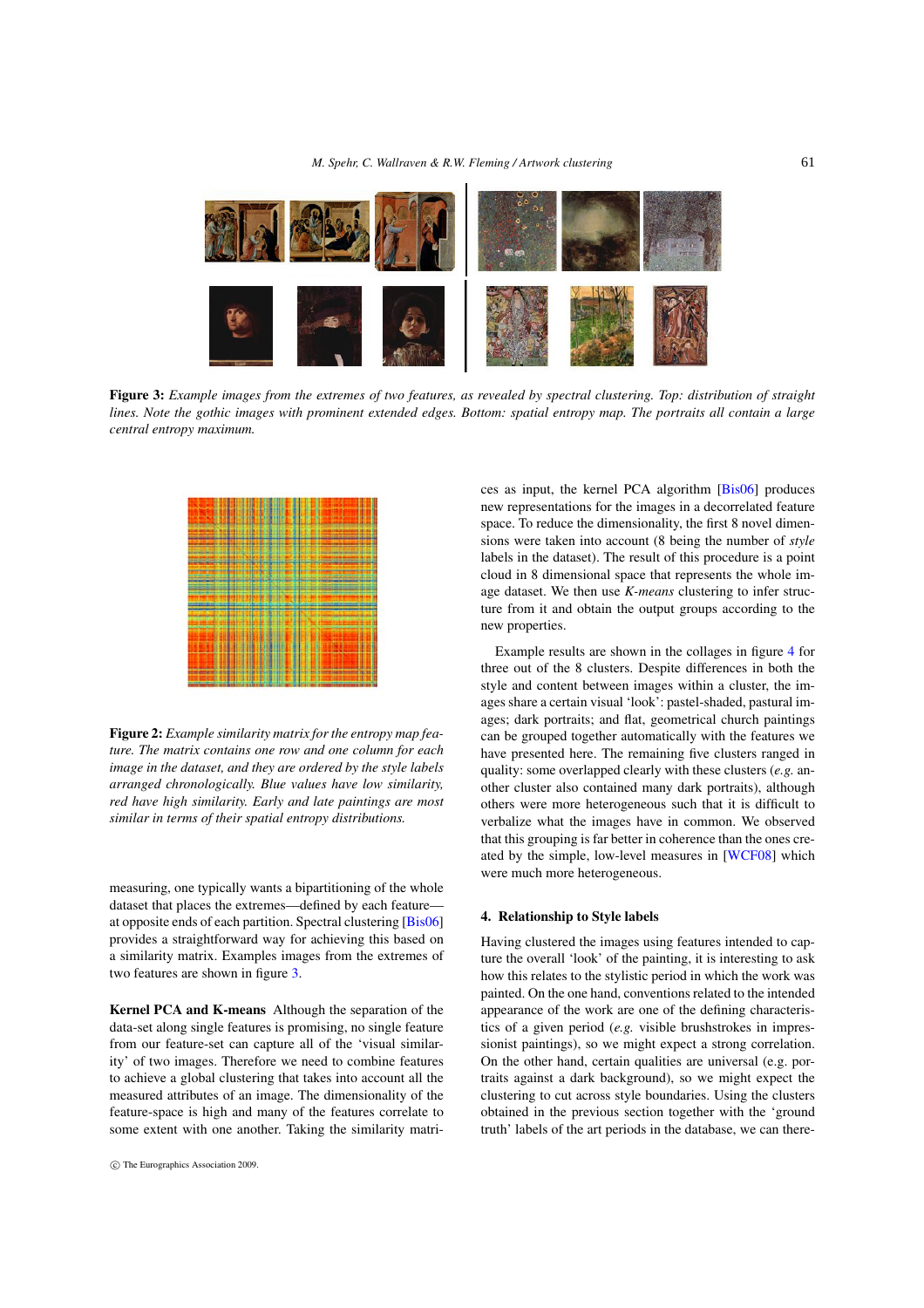**Figure 3:** *Example images from the extremes of two features, as revealed by spectral clustering. Top: distribution of straight lines. Note the gothic images with prominent extended edges. Bottom: spatial entropy map. The portraits all contain a large central entropy maximum.*

**Figure 2:** *Example similarity matrix for the entropy map feature. The matrix contains one row and one column for each image in the dataset, and they are ordered by the style labels arranged chronologically. Blue values have low similarity, red have high similarity. Early and late paintings are most similar in terms of their spatial entropy distributions.*

measuring, one typically wants a bipartitioning of the whole dataset that places the extremes—defined by each feature—at opposite ends of each partition. Spectral clustering [Bis06] provides a straightforward way for achieving this based on a similarity matrix. Examples images from the extremes of two features are shown in figure 3.

**Kernel PCA and K-means** Although the separation of the data-set along single features is promising, no single feature from our feature-set can capture all of the 'visual similarity' of two images. Therefore we need to combine features to achieve a global clustering that takes into account all the measured attributes of an image. The dimensionality of the feature-space is high and many of the features correlate to some extent with one another. Taking the similarity matrices as input, the kernel PCA algorithm [Bis06] produces new representations for the images in a decorrelated feature space. To reduce the dimensionality, the first 8 novel dimensions were taken into account (8 being the number of *style* labels in the dataset). The result of this procedure is a point cloud in 8 dimensional space that represents the whole image dataset. We then use *K-means* clustering to infer structure from it and obtain the output groups according to the new properties.

Example results are shown in the collages in figure 4 for three out of the 8 clusters. Despite differences in both the style and content between images within a cluster, the images share a certain visual 'look': pastel-shaded, pastural images; dark portraits; and flat, geometrical church paintings can be grouped together automatically with the features we have presented here. The remaining five clusters ranged in quality: some overlapped clearly with these clusters (*e.g.* another cluster also contained many dark portraits), although others were more heterogeneous such that it is difficult to verbalize what the images have in common. We observed that this grouping is far better in coherence than the ones created by the simple, low-level measures in [WCF08] which were much more heterogeneous.

## 4. Relationship to Style labels

Having clustered the images using features intended to capture the overall 'look' of the painting, it is interesting to ask how this relates to the stylistic period in which the work was painted. On the one hand, conventions related to the intended appearance of the work are one of the defining characteristics of a given period (*e.g.* visible brushstrokes in impressionist paintings), so we might expect a strong correlation. On the other hand, certain qualities are universal (e.g. portraits against a dark background), so we might expect the clustering to cut across style boundaries. Using the clusters obtained in the previous section together with the 'ground truth' labels of the art periods in the database, we can there-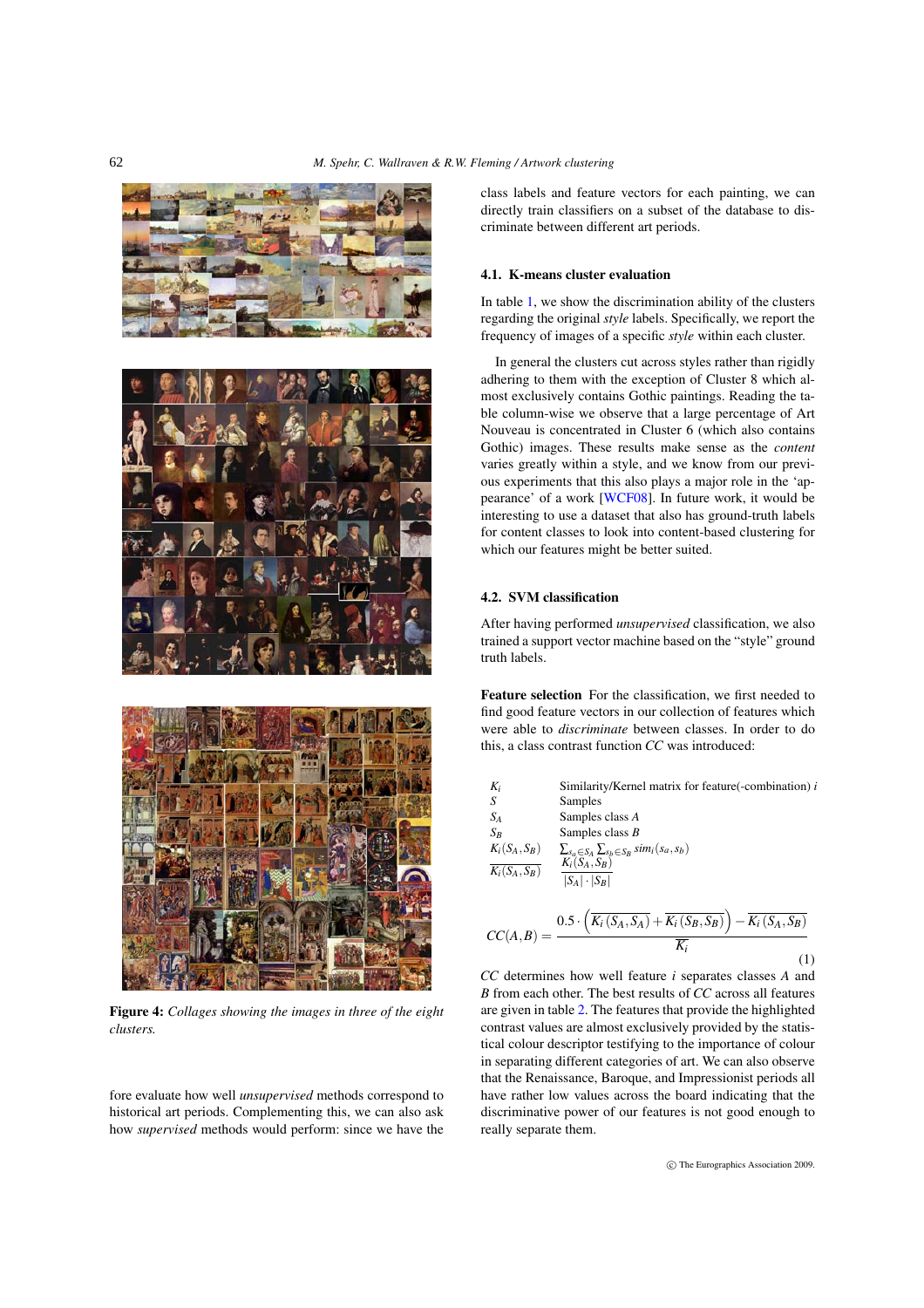**Figure 4:** *Collages showing the images in three of the eight clusters.*

fore evaluate how well *unsupervised* methods correspond to historical art periods. Complementing this, we can also ask how *supervised* methods would perform: since we have the class labels and feature vectors for each painting, we can directly train classifiers on a subset of the database to discriminate between different art periods.

### 4.1. K-means cluster evaluation

In table 1, we show the discrimination ability of the clusters regarding the original *style* labels. Specifically, we report the frequency of images of a specific *style* within each cluster.

In general the clusters cut across styles rather than rigidly adhering to them with the exception of Cluster 8 which almost exclusively contains Gothic paintings. Reading the table column-wise we observe that a large percentage of Art Nouveau is concentrated in Cluster 6 (which also contains Gothic) images. These results make sense as the *content* varies greatly within a style, and we know from our previous experiments that this also plays a major role in the 'appearance' of a work [WCF08]. In future work, it would be interesting to use a dataset that also has ground-truth labels for content classes to look into content-based clustering for which our features might be better suited.

### 4.2. SVM classification

After having performed *unsupervised* classification, we also trained a support vector machine based on the "style" ground truth labels.

**Feature selection** For the classification, we first needed to find good feature vectors in our collection of features which were able to *discriminate* between classes. In order to do this, a class contrast function $CC$ was introduced:

| | |
|---|---|
| $K_i$ | Similarity/Kernel matrix for feature(-combination) $i$ |
| $S$ | Samples |
| $S_A$ | Samples class $A$ |
| $S_B$ | Samples class $B$ |
| $K_i(S_A, S_B)$ | $\sum_{s_a \in S_A} \sum_{s_b \in S_B} sim_i(s_a, s_b)$ |
| $\overline{K_i(S_A, S_B)}$ | $\frac{K_i(S_A, S_B)}{\lvert S_A \rvert \cdot \lvert S_B \rvert}$ |

$$CC(A,B) = \frac{0.5 \cdot \left( \overline{K_i(S_A, S_A)} + \overline{K_i(S_B, S_B)} \right) - \overline{K_i(S_A, S_B)}}{\overline{K_i}} \quad (1)$$

$CC$ determines how well feature $i$ separates classes $A$ and $B$ from each other. The best results of $CC$ across all features are given in table 2. The features that provide the highlighted contrast values are almost exclusively provided by the statistical colour descriptor testifying to the importance of colour in separating different categories of art. We can also observe that the Renaissance, Baroque, and Impressionist periods all have rather low values across the board indicating that the discriminative power of our features is not good enough to really separate them.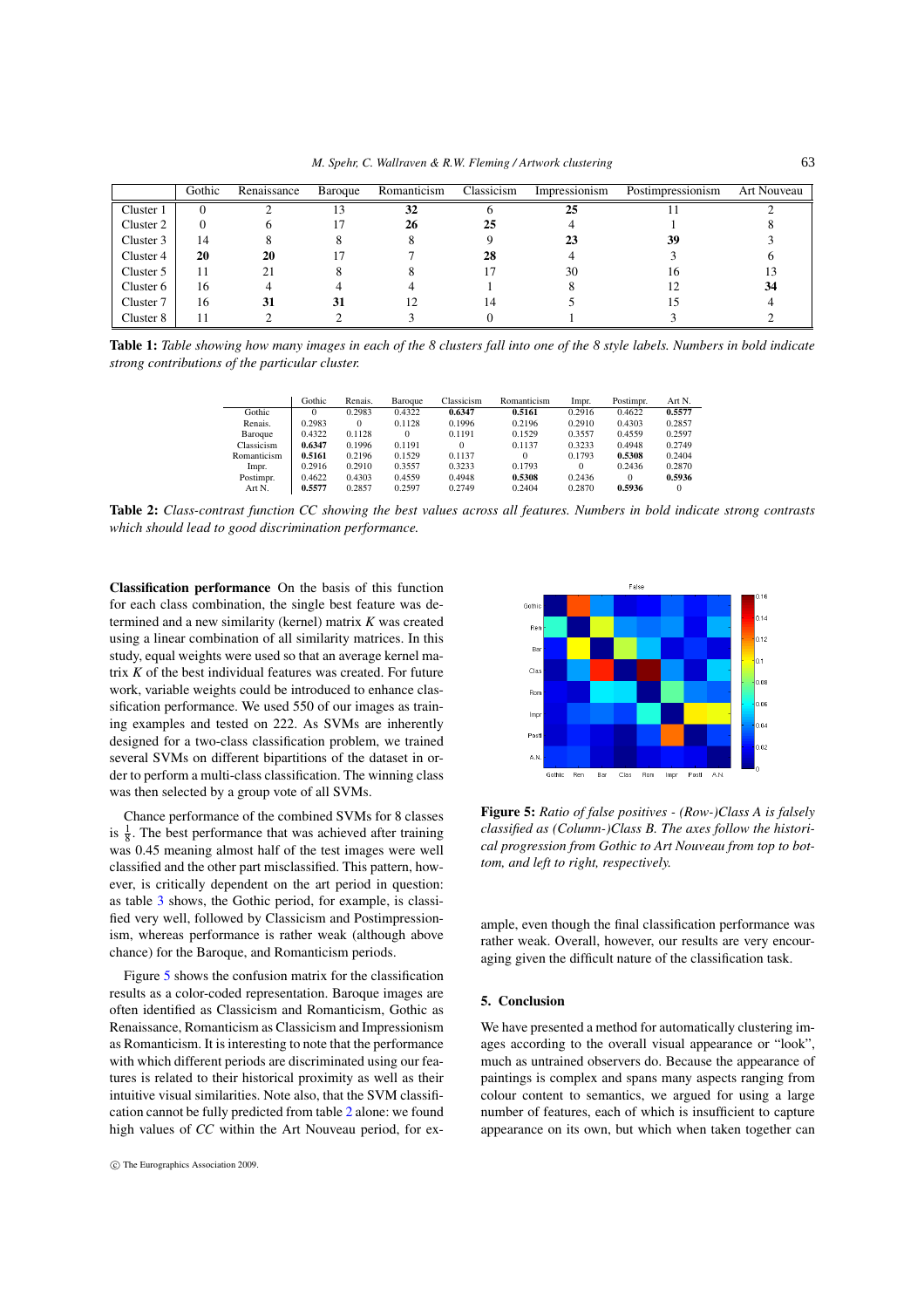|  | Gothic | Renaissance | Baroque | Romanticism | Classicism | Impressionism | Postimpressionism | Art Nouveau |
|---|---|---|---|---|---|---|---|---|
| Cluster 1 | 0 | 2 | 13 | **32** | 6 | **25** | 11 | 2 |
| Cluster 2 | 0 | 6 | 17 | **26** | **25** | 4 | 1 | 8 |
| Cluster 3 | 14 | 8 | 8 | 8 | 9 | **23** | **39** | 3 |
| Cluster 4 | **20** | **20** | 17 | 7 | **28** | 4 | 3 | 6 |
| Cluster 5 | 11 | 21 | 8 | 8 | 17 | 30 | 16 | 13 |
| Cluster 6 | 16 | 4 | 4 | 4 | 1 | 8 | 12 | **34** |
| Cluster 7 | 16 | **31** | **31** | 12 | 14 | 5 | 15 | 4 |
| Cluster 8 | 11 | 2 | 2 | 3 | 0 | 1 | 3 | 2 |

**Table 1:** *Table showing how many images in each of the 8 clusters fall into one of the 8 style labels. Numbers in bold indicate strong contributions of the particular cluster.*

|  | Gothic | Renais. | Baroque | Classicism | Romanticism | Impr. | Postimpr. | Art N. |
|---|---|---|---|---|---|---|---|---|
| Gothic | 0 | 0.2983 | 0.4322 | **0.6347** | **0.5161** | 0.2916 | 0.4622 | **0.5577** |
| Renais. | 0.2983 | 0 | 0.1128 | 0.1996 | 0.2196 | 0.2910 | 0.4303 | 0.2857 |
| Baroque | 0.4322 | 0.1128 | 0 | 0.1191 | 0.1529 | 0.3557 | 0.4559 | 0.2597 |
| Classicism | **0.6347** | 0.1996 | 0.1191 | 0 | 0.1137 | 0.3233 | 0.4948 | 0.2749 |
| Romanticism | **0.5161** | 0.2196 | 0.1529 | 0.1137 | 0 | 0.1793 | **0.5308** | 0.2404 |
| Impr. | 0.2916 | 0.2910 | 0.3557 | 0.3233 | 0.1793 | 0 | 0.2436 | 0.2870 |
| Postimpr. | 0.4622 | 0.4303 | 0.4559 | 0.4948 | **0.5308** | 0.2436 | 0 | **0.5936** |
| Art N. | **0.5577** | 0.2857 | 0.2597 | 0.2749 | 0.2404 | 0.2870 | **0.5936** | 0 |

**Table 2:** *Class-contrast function CC showing the best values across all features. Numbers in bold indicate strong contrasts which should lead to good discrimination performance.*

**Classification performance** On the basis of this function for each class combination, the single best feature was determined and a new similarity (kernel) matrix $K$ was created using a linear combination of all similarity matrices. In this study, equal weights were used so that an average kernel matrix $K$ of the best individual features was created. For future work, variable weights could be introduced to enhance classification performance. We used 550 of our images as training examples and tested on 222. As SVMs are inherently designed for a two-class classification problem, we trained several SVMs on different bipartitions of the dataset in order to perform a multi-class classification. The winning class was then selected by a group vote of all SVMs.

Chance performance of the combined SVMs for 8 classes is $\frac{1}{8}$. The best performance that was achieved after training was 0.45 meaning almost half of the test images were well classified and the other part misclassified. This pattern, however, is critically dependent on the art period in question: as table 3 shows, the Gothic period, for example, is classified very well, followed by Classicism and Postimpressionism, whereas performance is rather weak (although above chance) for the Baroque, and Romanticism periods.

Figure 5 shows the confusion matrix for the classification results as a color-coded representation. Baroque images are often identified as Classicism and Romanticism, Gothic as Renaissance, Romanticism as Classicism and Impressionism as Romanticism. It is interesting to note that the performance with which different periods are discriminated using our features is related to their historical proximity as well as their intuitive visual similarities. Note also, that the SVM classification cannot be fully predicted from table 2 alone: we found high values of $CC$ within the Art Nouveau period, for example, even though the final classification performance was rather weak. Overall, however, our results are very encouraging given the difficult nature of the classification task.

False

Gothic
Ren
Bar
Clas
Rom
Impr
PostI
A.N.

Gothic Ren Bar Clas Rom Impr PostI A.N.

0.16
0.14
0.12
0.1
0.08
0.06
0.04
0.02
0

**Figure 5:** *Ratio of false positives - (Row-)Class A is falsely classified as (Column-)Class B. The axes follow the historical progression from Gothic to Art Nouveau from top to bottom, and left to right, respectively.*

## 5. Conclusion

We have presented a method for automatically clustering images according to the overall visual appearance or "look", much as untrained observers do. Because the appearance of paintings is complex and spans many aspects ranging from colour content to semantics, we argued for using a large number of features, each of which is insufficient to capture appearance on its own, but which when taken together can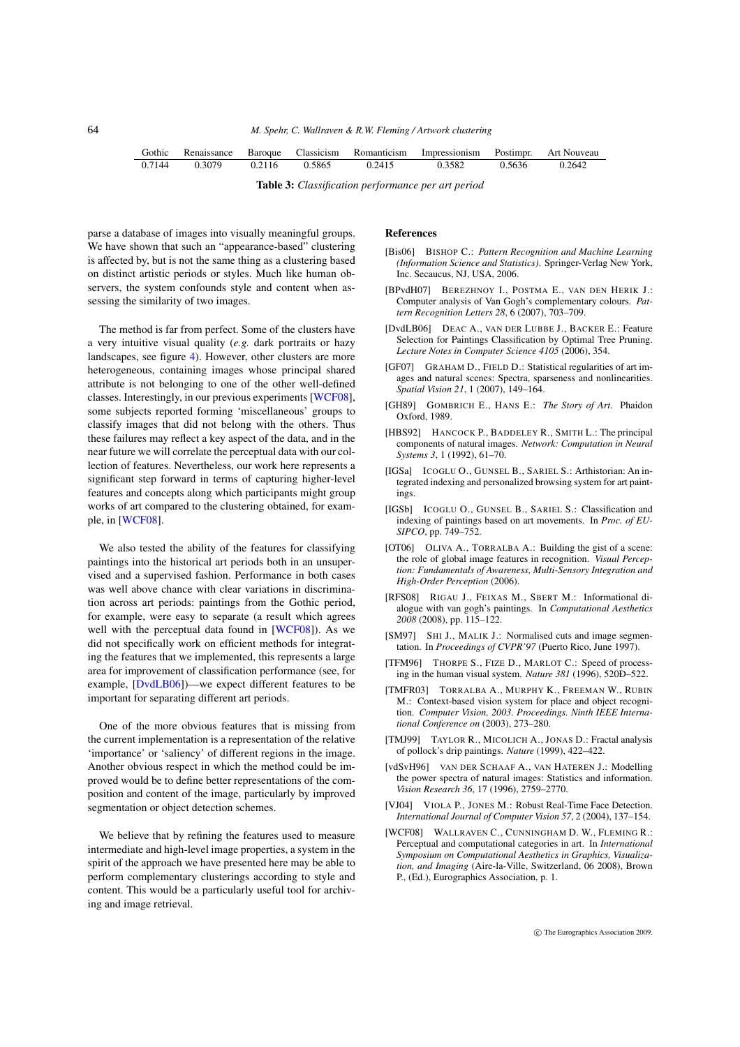| Gothic | Renaissance | Baroque | Classicism | Romanticism | Impressionism | Postimpr. | Art Nouveau |
|---|---|---|---|---|---|---|---|
| 0.7144 | 0.3079 | 0.2116 | 0.5865 | 0.2415 | 0.3582 | 0.5636 | 0.2642 |

**Table 3:** *Classification performance per art period*

parse a database of images into visually meaningful groups. We have shown that such an "appearance-based" clustering is affected by, but is not the same thing as a clustering based on distinct artistic periods or styles. Much like human observers, the system confounds style and content when assessing the similarity of two images.

The method is far from perfect. Some of the clusters have a very intuitive visual quality (*e.g.* dark portraits or hazy landscapes, see figure 4). However, other clusters are more heterogeneous, containing images whose principal shared attribute is not belonging to one of the other well-defined classes. Interestingly, in our previous experiments [WCF08], some subjects reported forming 'miscellaneous' groups to classify images that did not belong with the others. Thus these failures may reflect a key aspect of the data, and in the near future we will correlate the perceptual data with our collection of features. Nevertheless, our work here represents a significant step forward in terms of capturing higher-level features and concepts along which participants might group works of art compared to the clustering obtained, for example, in [WCF08].

We also tested the ability of the features for classifying paintings into the historical art periods both in an unsupervised and a supervised fashion. Performance in both cases was well above chance with clear variations in discrimination across art periods: paintings from the Gothic period, for example, were easy to separate (a result which agrees well with the perceptual data found in [WCF08]). As we did not specifically work on efficient methods for integrating the features that we implemented, this represents a large area for improvement of classification performance (see, for example, [DvdLB06])—we expect different features to be important for separating different art periods.

One of the more obvious features that is missing from the current implementation is a representation of the relative 'importance' or 'saliency' of different regions in the image. Another obvious respect in which the method could be improved would be to define better representations of the composition and content of the image, particularly by improved segmentation or object detection schemes.

We believe that by refining the features used to measure intermediate and high-level image properties, a system in the spirit of the approach we have presented here may be able to perform complementary clusterings according to style and content. This would be a particularly useful tool for archiving and image retrieval.

## References

[Bis06] Bishop C.: *Pattern Recognition and Machine Learning (Information Science and Statistics).* Springer-Verlag New York, Inc. Secaucus, NJ, USA, 2006.

[BPvdH07] Berezhnoy I., Postma E., van den Herik J.: Computer analysis of Van Gogh's complementary colours. *Pattern Recognition Letters 28*, 6 (2007), 703–709.

[DvdLB06] Deac A., van der Lubbe J., Backer E.: Feature Selection for Paintings Classification by Optimal Tree Pruning. *Lecture Notes in Computer Science 4105* (2006), 354.

[GF07] Graham D., Field D.: Statistical regularities of art images and natural scenes: Spectra, sparseness and nonlinearities. *Spatial Vision 21*, 1 (2007), 149–164.

[GH89] Gombrich E., Hans E.: *The Story of Art.* Phaidon Oxford, 1989.

[HBS92] Hancock P., Baddeley R., Smith L.: The principal components of natural images. *Network: Computation in Neural Systems 3*, 1 (1992), 61–70.

[IGSa] Icoglu O., Gunsel B., Sariel S.: Arthistorian: An integrated indexing and personalized browsing system for art paintings.

[IGSb] Icoglu O., Gunsel B., Sariel S.: Classification and indexing of paintings based on art movements. In *Proc. of EUSIPCO*, pp. 749–752.

[OT06] Oliva A., Torralba A.: Building the gist of a scene: the role of global image features in recognition. *Visual Perception: Fundamentals of Awareness, Multi-Sensory Integration and High-Order Perception* (2006).

[RFS08] Rigau J., Feixas M., Sbert M.: Informational dialogue with van gogh's paintings. In *Computational Aesthetics 2008* (2008), pp. 115–122.

[SM97] Shi J., Malik J.: Normalised cuts and image segmentation. In *Proceedings of CVPR'97* (Puerto Rico, June 1997).

[TFM96] Thorpe S., Fize D., Marlot C.: Speed of processing in the human visual system. *Nature 381* (1996), 520Ð–522.

[TMFR03] Torralba A., Murphy K., Freeman W., Rubin M.: Context-based vision system for place and object recognition. *Computer Vision, 2003. Proceedings. Ninth IEEE International Conference on* (2003), 273–280.

[TMJ99] Taylor R., Micolich A., Jonas D.: Fractal analysis of pollock's drip paintings. *Nature* (1999), 422–422.

[vdSvH96] van der Schaaf A., van Hateren J.: Modelling the power spectra of natural images: Statistics and information. *Vision Research 36*, 17 (1996), 2759–2770.

[VJ04] Viola P., Jones M.: Robust Real-Time Face Detection. *International Journal of Computer Vision 57*, 2 (2004), 137–154.

[WCF08] Wallraven C., Cunningham D. W., Fleming R.: Perceptual and computational categories in art. In *International Symposium on Computational Aesthetics in Graphics, Visualization, and Imaging* (Aire-la-Ville, Switzerland, 06 2008), Brown P., (Ed.), Eurographics Association, p. 1.